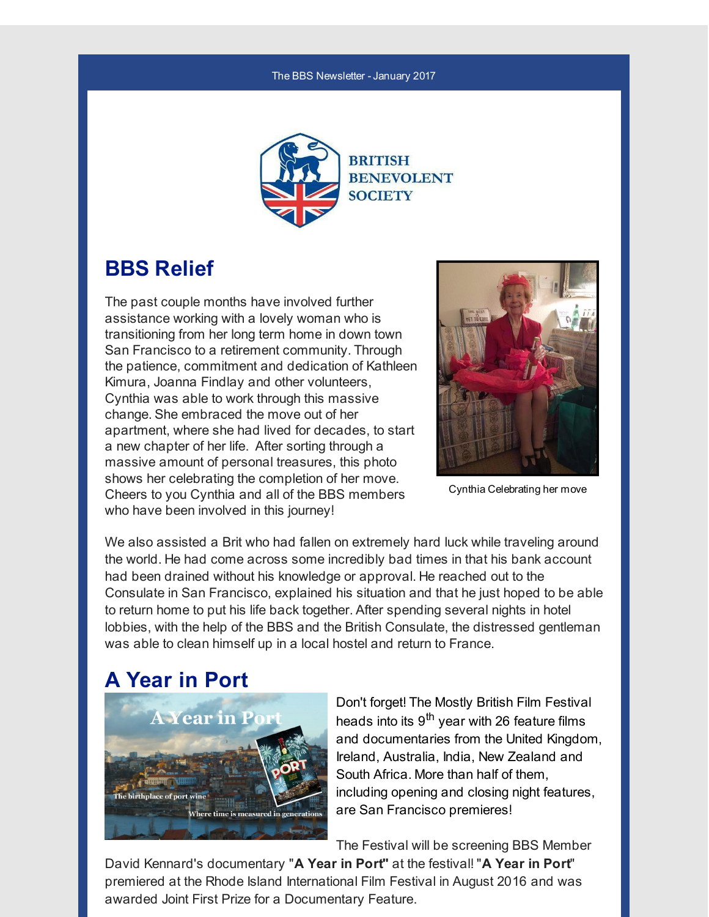The BBS Newsletter - January 2017

BRITISH BENEVOLENT SOCIETY

## BBS Relief

The past couple months have involved further assistance working with a lovely woman who is transitioning from her long term home in down town San Francisco to a retirement community. Through the patience, commitment and dedication of Kathleen Kimura, Joanna Findlay and other volunteers, Cynthia was able to work through this massive change. She embraced the move out of her apartment, where she had lived for decades, to start a new chapter of her life. After sorting through a massive amount of personal treasures, this photo shows her celebrating the completion of her move. Cheers to you Cynthia and all of the BBS members who have been involved in this journey!

Cynthia Celebrating her move

We also assisted a Brit who had fallen on extremely hard luck while traveling around the world. He had come across some incredibly bad times in that his bank account had been drained without his knowledge or approval. He reached out to the Consulate in San Francisco, explained his situation and that he just hoped to be able to return home to put his life back together. After spending several nights in hotel lobbies, with the help of the BBS and the British Consulate, the distressed gentleman was able to clean himself up in a local hostel and return to France.

## A Year in Port

Don't forget! The Mostly British Film Festival heads into its 9th year with 26 feature films and documentaries from the United Kingdom, Ireland, Australia, India, New Zealand and South Africa. More than half of them, including opening and closing night features, are San Francisco premieres!

The Festival will be screening BBS Member David Kennard's documentary "**A Year in Port"** at the festival! "**A Year in Port**" premiered at the Rhode Island International Film Festival in August 2016 and was awarded Joint First Prize for a Documentary Feature.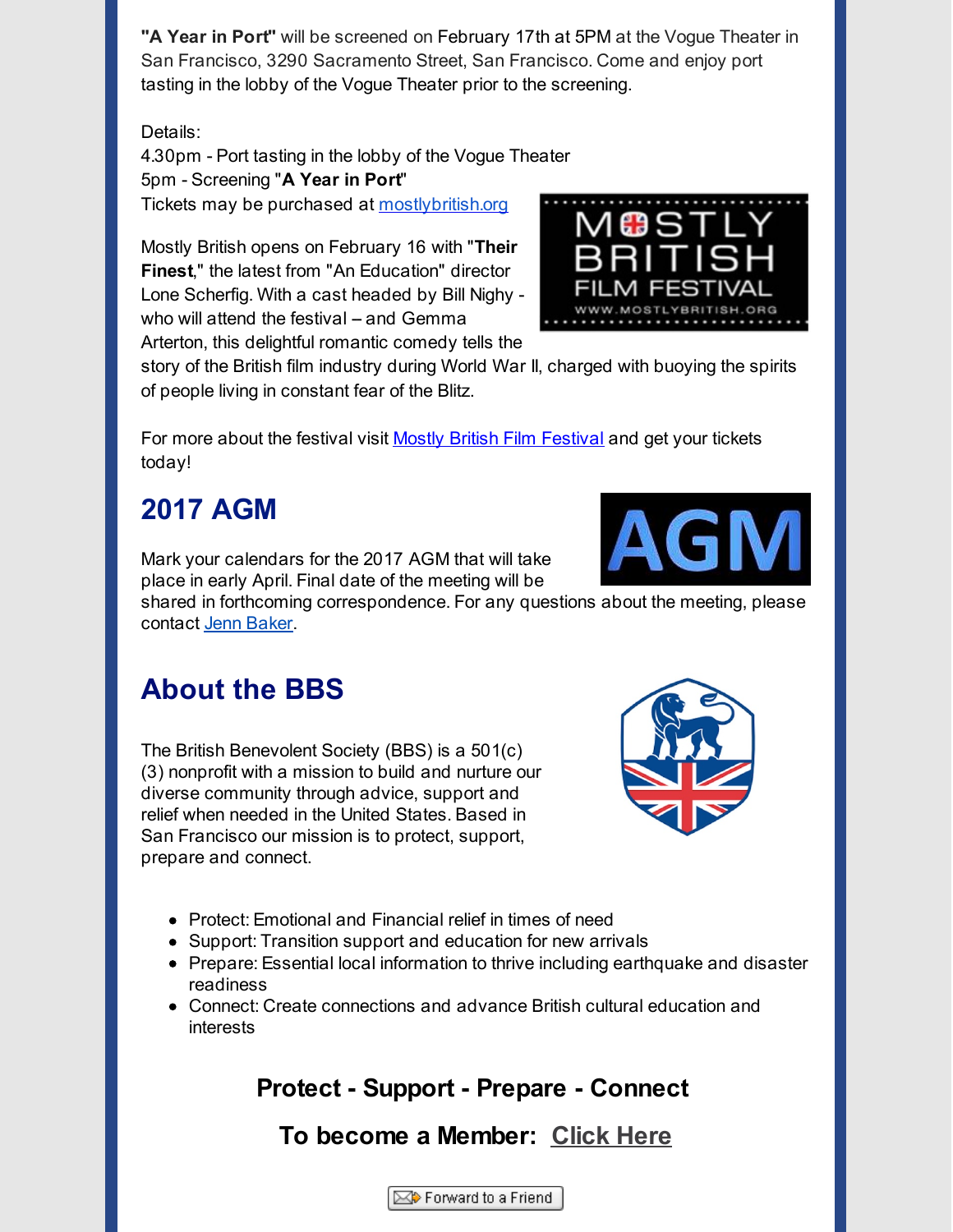**"A Year in Port"** will be screened on February 17th at 5PM at the Vogue Theater in San Francisco, 3290 Sacramento Street, San Francisco. Come and enjoy port tasting in the lobby of the Vogue Theater prior to the screening.

Details:
4.30pm - Port tasting in the lobby of the Vogue Theater
5pm - Screening "**A Year in Port**"
Tickets may be purchased at mostlybritish.org

Mostly British opens on February 16 with "**Their Finest**," the latest from "An Education" director Lone Scherfig. With a cast headed by Bill Nighy - who will attend the festival – and Gemma Arterton, this delightful romantic comedy tells the story of the British film industry during World War II, charged with buoying the spirits of people living in constant fear of the Blitz.

For more about the festival visit Mostly British Film Festival and get your tickets today!

## 2017 AGM

Mark your calendars for the 2017 AGM that will take place in early April. Final date of the meeting will be shared in forthcoming correspondence. For any questions about the meeting, please contact Jenn Baker.

## About the BBS

The British Benevolent Society (BBS) is a 501(c)(3) nonprofit with a mission to build and nurture our diverse community through advice, support and relief when needed in the United States. Based in San Francisco our mission is to protect, support, prepare and connect.

- Protect: Emotional and Financial relief in times of need
- Support: Transition support and education for new arrivals
- Prepare: Essential local information to thrive including earthquake and disaster readiness
- Connect: Create connections and advance British cultural education and interests

**Protect - Support - Prepare - Connect**

**To become a Member: Click Here**

Forward to a Friend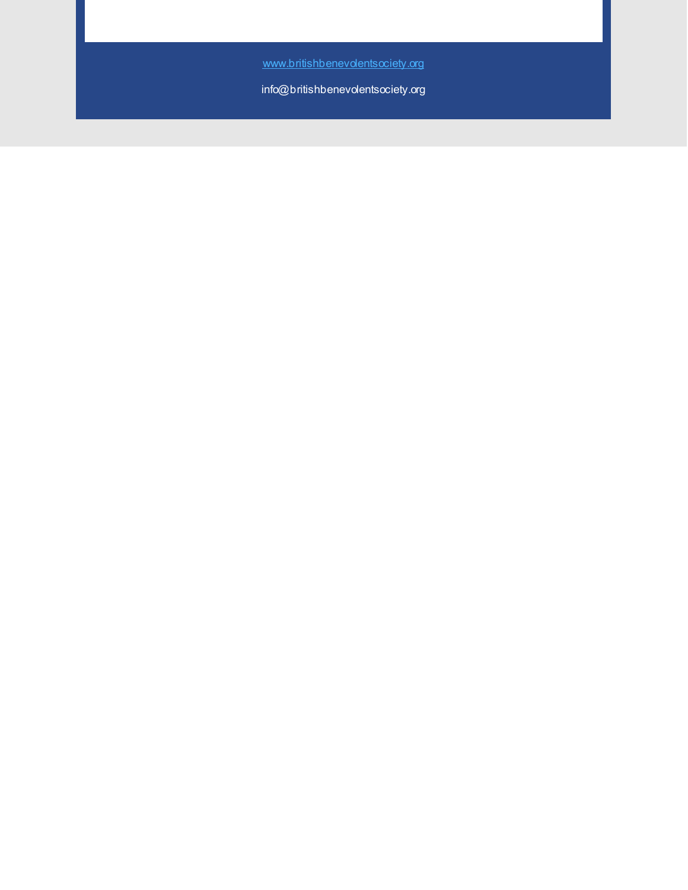[www.britishbenevolentsociety.org](http://www.britishbenevolentsociety.org)

info@britishbenevolentsociety.org